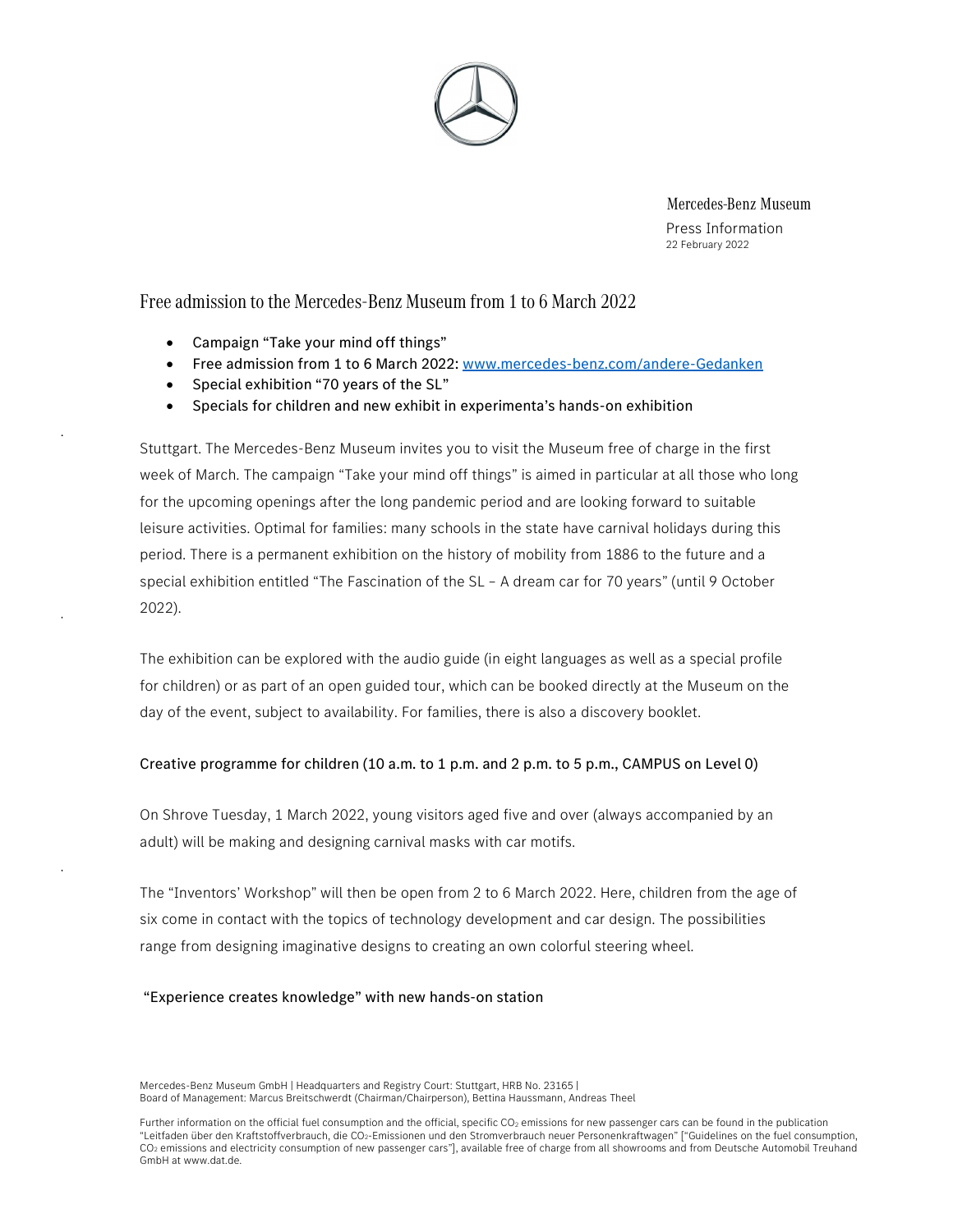Mercedes-Benz Museum

Press Information

22 February 2022

# Free admission to the Mercedes-Benz Museum from 1 to 6 March 2022

- Campaign “Take your mind off things”
- Free admission from 1 to 6 March 2022: [www.mercedes-benz.com/andere-Gedanken](http://www.mercedes-benz.com/andere-Gedanken)
- Special exhibition “70 years of the SL”
- Specials for children and new exhibit in experimenta’s hands-on exhibition

Stuttgart. The Mercedes-Benz Museum invites you to visit the Museum free of charge in the first week of March. The campaign “Take your mind off things” is aimed in particular at all those who long for the upcoming openings after the long pandemic period and are looking forward to suitable leisure activities. Optimal for families: many schools in the state have carnival holidays during this period. There is a permanent exhibition on the history of mobility from 1886 to the future and a special exhibition entitled “The Fascination of the SL – A dream car for 70 years” (until 9 October 2022).

The exhibition can be explored with the audio guide (in eight languages as well as a special profile for children) or as part of an open guided tour, which can be booked directly at the Museum on the day of the event, subject to availability. For families, there is also a discovery booklet.

## Creative programme for children (10 a.m. to 1 p.m. and 2 p.m. to 5 p.m., CAMPUS on Level 0)

On Shrove Tuesday, 1 March 2022, young visitors aged five and over (always accompanied by an adult) will be making and designing carnival masks with car motifs.

The “Inventors’ Workshop” will then be open from 2 to 6 March 2022. Here, children from the age of six come in contact with the topics of technology development and car design. The possibilities range from designing imaginative designs to creating an own colorful steering wheel.

## “Experience creates knowledge” with new hands-on station

Mercedes-Benz Museum GmbH | Headquarters and Registry Court: Stuttgart, HRB No. 23165 | Board of Management: Marcus Breitschwerdt (Chairman/Chairperson), Bettina Haussmann, Andreas Theel

Further information on the official fuel consumption and the official, specific $CO_2$ emissions for new passenger cars can be found in the publication "Leitfaden über den Kraftstoffverbrauch, die $CO_2$-Emissionen und den Stromverbrauch neuer Personenkraftwagen" ["Guidelines on the fuel consumption, $CO_2$ emissions and electricity consumption of new passenger cars"], available free of charge from all showrooms and from Deutsche Automobil Treuhand GmbH at www.dat.de.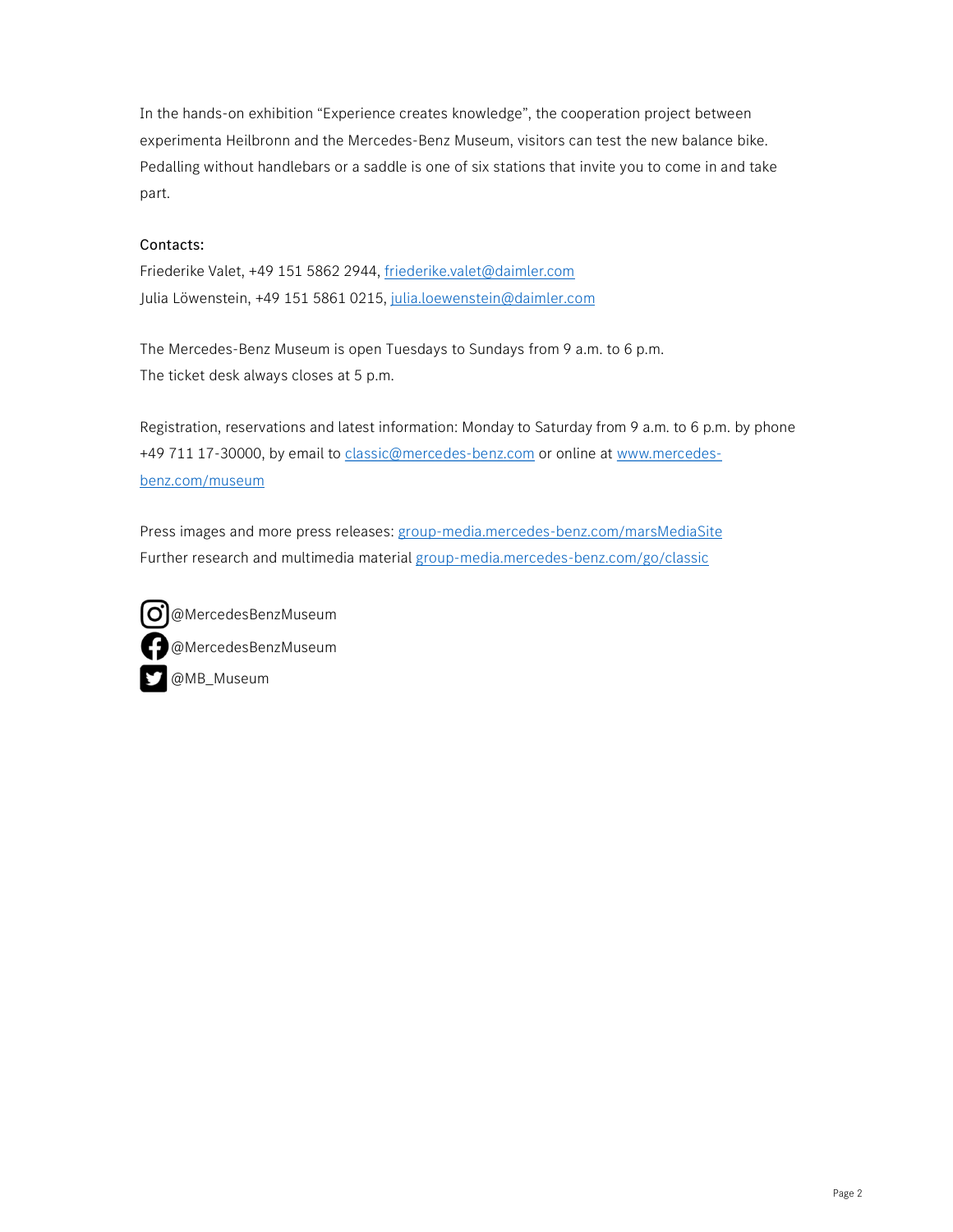In the hands-on exhibition “Experience creates knowledge”, the cooperation project between experimenta Heilbronn and the Mercedes-Benz Museum, visitors can test the new balance bike. Pedalling without handlebars or a saddle is one of six stations that invite you to come in and take part.

Contacts:
Friederike Valet, +49 151 5862 2944, friederike.valet@daimler.com
Julia Löwenstein, +49 151 5861 0215, julia.loewenstein@daimler.com

The Mercedes-Benz Museum is open Tuesdays to Sundays from 9 a.m. to 6 p.m.
The ticket desk always closes at 5 p.m.

Registration, reservations and latest information: Monday to Saturday from 9 a.m. to 6 p.m. by phone +49 711 17-30000, by email to classic@mercedes-benz.com or online at www.mercedes-benz.com/museum

Press images and more press releases: group-media.mercedes-benz.com/marsMediaSite
Further research and multimedia material group-media.mercedes-benz.com/go/classic

@MercedesBenzMuseum
@MercedesBenzMuseum
@MB_Museum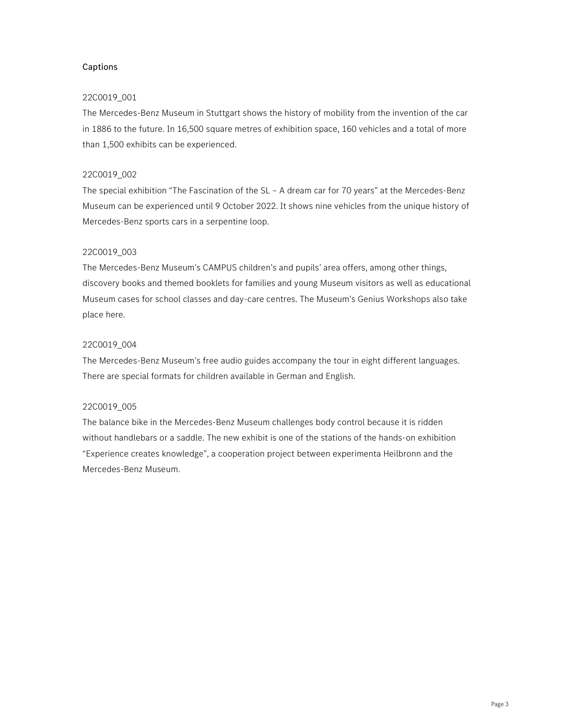## Captions

22C0019_001

The Mercedes-Benz Museum in Stuttgart shows the history of mobility from the invention of the car in 1886 to the future. In 16,500 square metres of exhibition space, 160 vehicles and a total of more than 1,500 exhibits can be experienced.

22C0019_002

The special exhibition “The Fascination of the SL – A dream car for 70 years” at the Mercedes-Benz Museum can be experienced until 9 October 2022. It shows nine vehicles from the unique history of Mercedes-Benz sports cars in a serpentine loop.

22C0019_003

The Mercedes-Benz Museum’s CAMPUS children’s and pupils’ area offers, among other things, discovery books and themed booklets for families and young Museum visitors as well as educational Museum cases for school classes and day-care centres. The Museum’s Genius Workshops also take place here.

22C0019_004

The Mercedes-Benz Museum’s free audio guides accompany the tour in eight different languages. There are special formats for children available in German and English.

22C0019_005

The balance bike in the Mercedes-Benz Museum challenges body control because it is ridden without handlebars or a saddle. The new exhibit is one of the stations of the hands-on exhibition “Experience creates knowledge”, a cooperation project between experimenta Heilbronn and the Mercedes-Benz Museum.